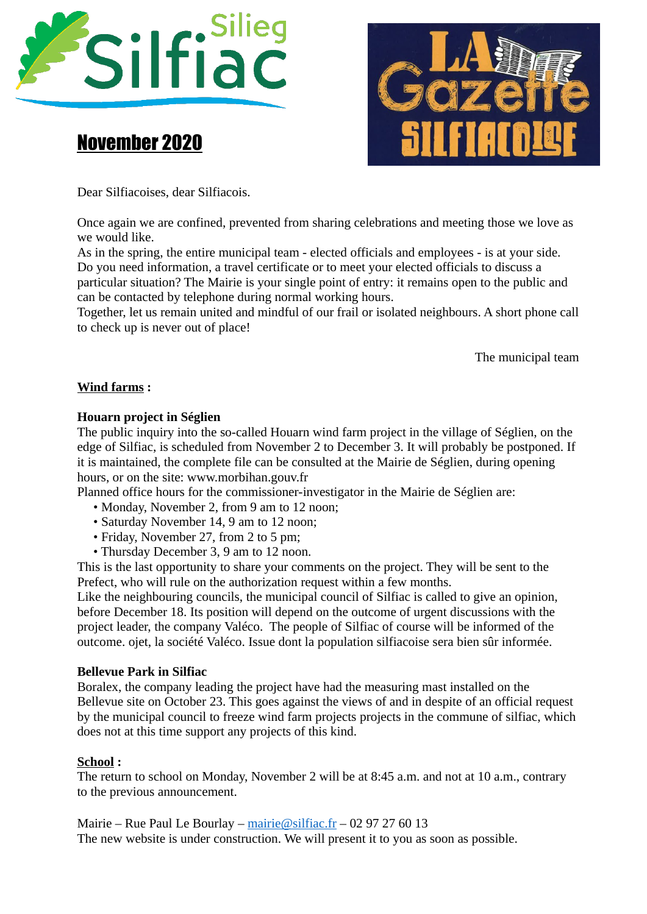Silieg
Silfiac

LA Gazette SILFIACOISE

# November 2020

Dear Silfiacoises, dear Silfiacois.

Once again we are confined, prevented from sharing celebrations and meeting those we love as we would like.
As in the spring, the entire municipal team - elected officials and employees - is at your side. Do you need information, a travel certificate or to meet your elected officials to discuss a particular situation? The Mairie is your single point of entry: it remains open to the public and can be contacted by telephone during normal working hours.
Together, let us remain united and mindful of our frail or isolated neighbours. A short phone call to check up is never out of place!

The municipal team

## Wind farms :

### Houarn project in Séglien

The public inquiry into the so-called Houarn wind farm project in the village of Séglien, on the edge of Silfiac, is scheduled from November 2 to December 3. It will probably be postponed. If it is maintained, the complete file can be consulted at the Mairie de Séglien, during opening hours, or on the site: www.morbihan.gouv.fr
Planned office hours for the commissioner-investigator in the Mairie de Séglien are:

- Monday, November 2, from 9 am to 12 noon;
- Saturday November 14, 9 am to 12 noon;
- Friday, November 27, from 2 to 5 pm;
- Thursday December 3, 9 am to 12 noon.

This is the last opportunity to share your comments on the project. They will be sent to the Prefect, who will rule on the authorization request within a few months.
Like the neighbouring councils, the municipal council of Silfiac is called to give an opinion, before December 18. Its position will depend on the outcome of urgent discussions with the project leader, the company Valéco. The people of Silfiac of course will be informed of the outcome. ojet, la société Valéco. Issue dont la population silfiacoise sera bien sûr informée.

### Bellevue Park in Silfiac

Boralex, the company leading the project have had the measuring mast installed on the Bellevue site on October 23. This goes against the views of and in despite of an official request by the municipal council to freeze wind farm projects projects in the commune of silfiac, which does not at this time support any projects of this kind.

## School :

The return to school on Monday, November 2 will be at 8:45 a.m. and not at 10 a.m., contrary to the previous announcement.

Mairie – Rue Paul Le Bourlay – mairie@silfiac.fr – 02 97 27 60 13
The new website is under construction. We will present it to you as soon as possible.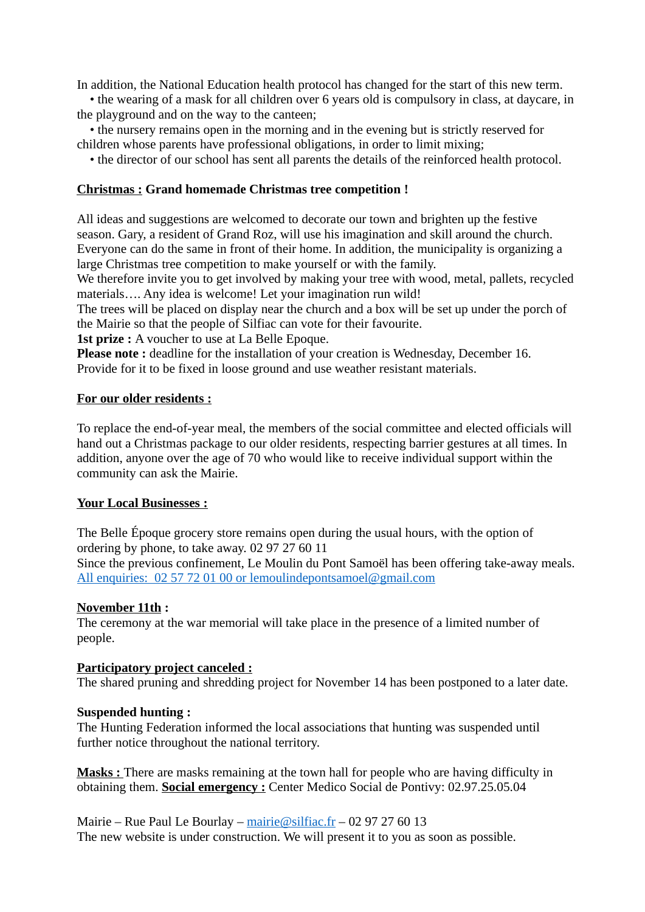In addition, the National Education health protocol has changed for the start of this new term.

- the wearing of a mask for all children over 6 years old is compulsory in class, at daycare, in the playground and on the way to the canteen;
- the nursery remains open in the morning and in the evening but is strictly reserved for children whose parents have professional obligations, in order to limit mixing;
- the director of our school has sent all parents the details of the reinforced health protocol.

**Christmas : Grand homemade Christmas tree competition !**

All ideas and suggestions are welcomed to decorate our town and brighten up the festive season. Gary, a resident of Grand Roz, will use his imagination and skill around the church. Everyone can do the same in front of their home. In addition, the municipality is organizing a large Christmas tree competition to make yourself or with the family.
We therefore invite you to get involved by making your tree with wood, metal, pallets, recycled materials…. Any idea is welcome! Let your imagination run wild!
The trees will be placed on display near the church and a box will be set up under the porch of the Mairie so that the people of Silfiac can vote for their favourite.
**1st prize :** A voucher to use at La Belle Epoque.
**Please note :** deadline for the installation of your creation is Wednesday, December 16. Provide for it to be fixed in loose ground and use weather resistant materials.

**For our older residents :**

To replace the end-of-year meal, the members of the social committee and elected officials will hand out a Christmas package to our older residents, respecting barrier gestures at all times. In addition, anyone over the age of 70 who would like to receive individual support within the community can ask the Mairie.

**Your Local Businesses :**

The Belle Époque grocery store remains open during the usual hours, with the option of ordering by phone, to take away. 02 97 27 60 11
Since the previous confinement, Le Moulin du Pont Samoël has been offering take-away meals.
All enquiries: 02 57 72 01 00 or lemoulindepontsamoel@gmail.com

**November 11th :**
The ceremony at the war memorial will take place in the presence of a limited number of people.

**Participatory project canceled :**
The shared pruning and shredding project for November 14 has been postponed to a later date.

**Suspended hunting :**
The Hunting Federation informed the local associations that hunting was suspended until further notice throughout the national territory.

**Masks :** There are masks remaining at the town hall for people who are having difficulty in obtaining them. **Social emergency :** Center Medico Social de Pontivy: 02.97.25.05.04

Mairie – Rue Paul Le Bourlay – mairie@silfiac.fr – 02 97 27 60 13
The new website is under construction. We will present it to you as soon as possible.